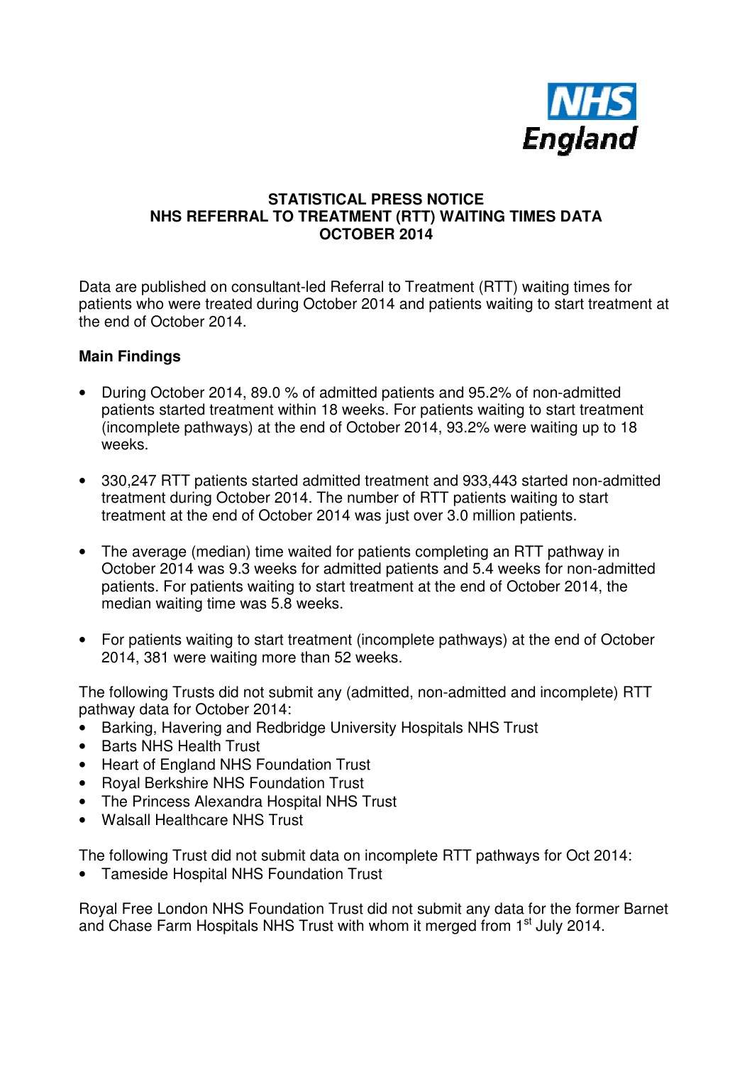NHS England

**STATISTICAL PRESS NOTICE**
**NHS REFERRAL TO TREATMENT (RTT) WAITING TIMES DATA**
**OCTOBER 2014**

Data are published on consultant-led Referral to Treatment (RTT) waiting times for patients who were treated during October 2014 and patients waiting to start treatment at the end of October 2014.

## Main Findings

- During October 2014, 89.0 % of admitted patients and 95.2% of non-admitted patients started treatment within 18 weeks. For patients waiting to start treatment (incomplete pathways) at the end of October 2014, 93.2% were waiting up to 18 weeks.

- 330,247 RTT patients started admitted treatment and 933,443 started non-admitted treatment during October 2014. The number of RTT patients waiting to start treatment at the end of October 2014 was just over 3.0 million patients.

- The average (median) time waited for patients completing an RTT pathway in October 2014 was 9.3 weeks for admitted patients and 5.4 weeks for non-admitted patients. For patients waiting to start treatment at the end of October 2014, the median waiting time was 5.8 weeks.

- For patients waiting to start treatment (incomplete pathways) at the end of October 2014, 381 were waiting more than 52 weeks.

The following Trusts did not submit any (admitted, non-admitted and incomplete) RTT pathway data for October 2014:

- Barking, Havering and Redbridge University Hospitals NHS Trust
- Barts NHS Health Trust
- Heart of England NHS Foundation Trust
- Royal Berkshire NHS Foundation Trust
- The Princess Alexandra Hospital NHS Trust
- Walsall Healthcare NHS Trust

The following Trust did not submit data on incomplete RTT pathways for Oct 2014:

- Tameside Hospital NHS Foundation Trust

Royal Free London NHS Foundation Trust did not submit any data for the former Barnet and Chase Farm Hospitals NHS Trust with whom it merged from 1st July 2014.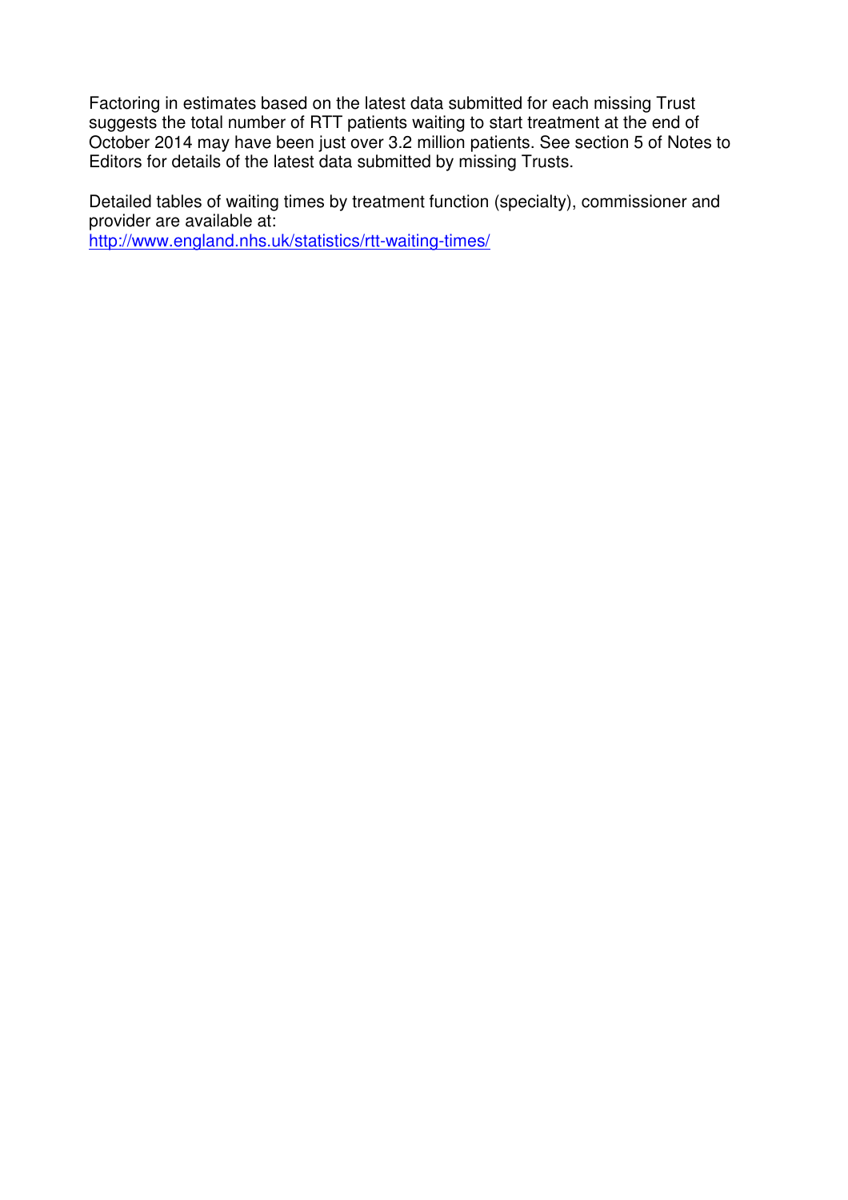Factoring in estimates based on the latest data submitted for each missing Trust suggests the total number of RTT patients waiting to start treatment at the end of October 2014 may have been just over 3.2 million patients. See section 5 of Notes to Editors for details of the latest data submitted by missing Trusts.

Detailed tables of waiting times by treatment function (specialty), commissioner and provider are available at:
http://www.england.nhs.uk/statistics/rtt-waiting-times/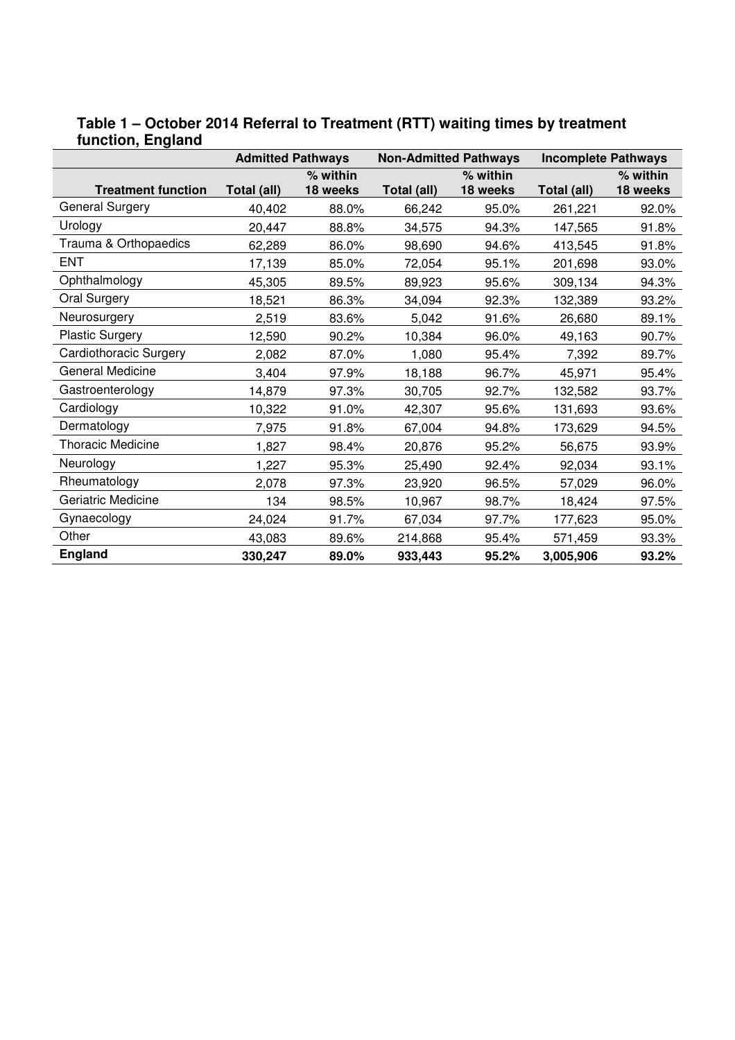**Table 1 – October 2014 Referral to Treatment (RTT) waiting times by treatment function, England**

| | Admitted Pathways | | Non-Admitted Pathways | | Incomplete Pathways | |
|---|---|---|---|---|---|---|
| **Treatment function** | **Total (all)** | **% within 18 weeks** | **Total (all)** | **% within 18 weeks** | **Total (all)** | **% within 18 weeks** |
| General Surgery | 40,402 | 88.0% | 66,242 | 95.0% | 261,221 | 92.0% |
| Urology | 20,447 | 88.8% | 34,575 | 94.3% | 147,565 | 91.8% |
| Trauma & Orthopaedics | 62,289 | 86.0% | 98,690 | 94.6% | 413,545 | 91.8% |
| ENT | 17,139 | 85.0% | 72,054 | 95.1% | 201,698 | 93.0% |
| Ophthalmology | 45,305 | 89.5% | 89,923 | 95.6% | 309,134 | 94.3% |
| Oral Surgery | 18,521 | 86.3% | 34,094 | 92.3% | 132,389 | 93.2% |
| Neurosurgery | 2,519 | 83.6% | 5,042 | 91.6% | 26,680 | 89.1% |
| Plastic Surgery | 12,590 | 90.2% | 10,384 | 96.0% | 49,163 | 90.7% |
| Cardiothoracic Surgery | 2,082 | 87.0% | 1,080 | 95.4% | 7,392 | 89.7% |
| General Medicine | 3,404 | 97.9% | 18,188 | 96.7% | 45,971 | 95.4% |
| Gastroenterology | 14,879 | 97.3% | 30,705 | 92.7% | 132,582 | 93.7% |
| Cardiology | 10,322 | 91.0% | 42,307 | 95.6% | 131,693 | 93.6% |
| Dermatology | 7,975 | 91.8% | 67,004 | 94.8% | 173,629 | 94.5% |
| Thoracic Medicine | 1,827 | 98.4% | 20,876 | 95.2% | 56,675 | 93.9% |
| Neurology | 1,227 | 95.3% | 25,490 | 92.4% | 92,034 | 93.1% |
| Rheumatology | 2,078 | 97.3% | 23,920 | 96.5% | 57,029 | 96.0% |
| Geriatric Medicine | 134 | 98.5% | 10,967 | 98.7% | 18,424 | 97.5% |
| Gynaecology | 24,024 | 91.7% | 67,034 | 97.7% | 177,623 | 95.0% |
| Other | 43,083 | 89.6% | 214,868 | 95.4% | 571,459 | 93.3% |
| **England** | **330,247** | **89.0%** | **933,443** | **95.2%** | **3,005,906** | **93.2%** |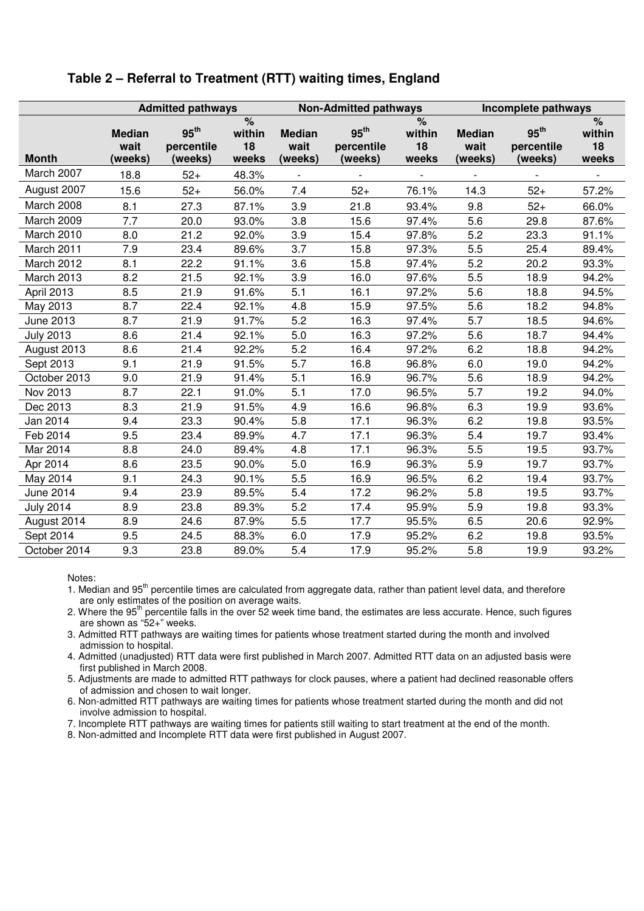### Table 2 – Referral to Treatment (RTT) waiting times, England

| | Admitted pathways | | | Non-Admitted pathways | | | Incomplete pathways | | |
|---|---|---|---|---|---|---|---|---|---|
| Month | Median wait (weeks) | 95th percentile (weeks) | % within 18 weeks | Median wait (weeks) | 95th percentile (weeks) | % within 18 weeks | Median wait (weeks) | 95th percentile (weeks) | % within 18 weeks |
| March 2007 | 18.8 | 52+ | 48.3% | - | - | - | - | - | - |
| August 2007 | 15.6 | 52+ | 56.0% | 7.4 | 52+ | 76.1% | 14.3 | 52+ | 57.2% |
| March 2008 | 8.1 | 27.3 | 87.1% | 3.9 | 21.8 | 93.4% | 9.8 | 52+ | 66.0% |
| March 2009 | 7.7 | 20.0 | 93.0% | 3.8 | 15.6 | 97.4% | 5.6 | 29.8 | 87.6% |
| March 2010 | 8.0 | 21.2 | 92.0% | 3.9 | 15.4 | 97.8% | 5.2 | 23.3 | 91.1% |
| March 2011 | 7.9 | 23.4 | 89.6% | 3.7 | 15.8 | 97.3% | 5.5 | 25.4 | 89.4% |
| March 2012 | 8.1 | 22.2 | 91.1% | 3.6 | 15.8 | 97.4% | 5.2 | 20.2 | 93.3% |
| March 2013 | 8.2 | 21.5 | 92.1% | 3.9 | 16.0 | 97.6% | 5.5 | 18.9 | 94.2% |
| April 2013 | 8.5 | 21.9 | 91.6% | 5.1 | 16.1 | 97.2% | 5.6 | 18.8 | 94.5% |
| May 2013 | 8.7 | 22.4 | 92.1% | 4.8 | 15.9 | 97.5% | 5.6 | 18.2 | 94.8% |
| June 2013 | 8.7 | 21.9 | 91.7% | 5.2 | 16.3 | 97.4% | 5.7 | 18.5 | 94.6% |
| July 2013 | 8.6 | 21.4 | 92.1% | 5.0 | 16.3 | 97.2% | 5.6 | 18.7 | 94.4% |
| August 2013 | 8.6 | 21.4 | 92.2% | 5.2 | 16.4 | 97.2% | 6.2 | 18.8 | 94.2% |
| Sept 2013 | 9.1 | 21.9 | 91.5% | 5.7 | 16.8 | 96.8% | 6.0 | 19.0 | 94.2% |
| October 2013 | 9.0 | 21.9 | 91.4% | 5.1 | 16.9 | 96.7% | 5.6 | 18.9 | 94.2% |
| Nov 2013 | 8.7 | 22.1 | 91.0% | 5.1 | 17.0 | 96.5% | 5.7 | 19.2 | 94.0% |
| Dec 2013 | 8.3 | 21.9 | 91.5% | 4.9 | 16.6 | 96.8% | 6.3 | 19.9 | 93.6% |
| Jan 2014 | 9.4 | 23.3 | 90.4% | 5.8 | 17.1 | 96.3% | 6.2 | 19.8 | 93.5% |
| Feb 2014 | 9.5 | 23.4 | 89.9% | 4.7 | 17.1 | 96.3% | 5.4 | 19.7 | 93.4% |
| Mar 2014 | 8.8 | 24.0 | 89.4% | 4.8 | 17.1 | 96.3% | 5.5 | 19.5 | 93.7% |
| Apr 2014 | 8.6 | 23.5 | 90.0% | 5.0 | 16.9 | 96.3% | 5.9 | 19.7 | 93.7% |
| May 2014 | 9.1 | 24.3 | 90.1% | 5.5 | 16.9 | 96.5% | 6.2 | 19.4 | 93.7% |
| June 2014 | 9.4 | 23.9 | 89.5% | 5.4 | 17.2 | 96.2% | 5.8 | 19.5 | 93.7% |
| July 2014 | 8.9 | 23.8 | 89.3% | 5.2 | 17.4 | 95.9% | 5.9 | 19.8 | 93.3% |
| August 2014 | 8.9 | 24.6 | 87.9% | 5.5 | 17.7 | 95.5% | 6.5 | 20.6 | 92.9% |
| Sept 2014 | 9.5 | 24.5 | 88.3% | 6.0 | 17.9 | 95.2% | 6.2 | 19.8 | 93.5% |
| October 2014 | 9.3 | 23.8 | 89.0% | 5.4 | 17.9 | 95.2% | 5.8 | 19.9 | 93.2% |

Notes:

1. Median and 95th percentile times are calculated from aggregate data, rather than patient level data, and therefore are only estimates of the position on average waits.
2. Where the 95th percentile falls in the over 52 week time band, the estimates are less accurate. Hence, such figures are shown as "52+" weeks.
3. Admitted RTT pathways are waiting times for patients whose treatment started during the month and involved admission to hospital.
4. Admitted (unadjusted) RTT data were first published in March 2007. Admitted RTT data on an adjusted basis were first published in March 2008.
5. Adjustments are made to admitted RTT pathways for clock pauses, where a patient had declined reasonable offers of admission and chosen to wait longer.
6. Non-admitted RTT pathways are waiting times for patients whose treatment started during the month and did not involve admission to hospital.
7. Incomplete RTT pathways are waiting times for patients still waiting to start treatment at the end of the month.
8. Non-admitted and Incomplete RTT data were first published in August 2007.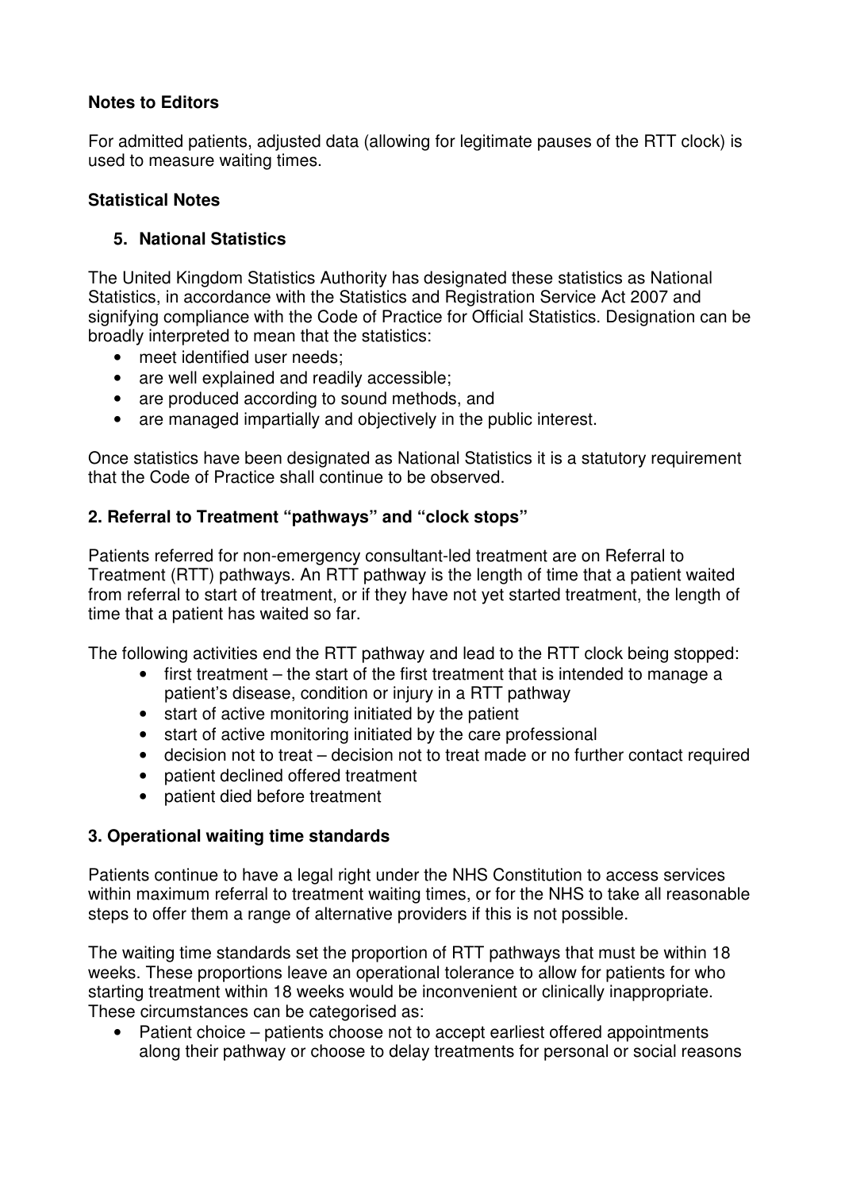**Notes to Editors**

For admitted patients, adjusted data (allowing for legitimate pauses of the RTT clock) is used to measure waiting times.

**Statistical Notes**

5. **National Statistics**

The United Kingdom Statistics Authority has designated these statistics as National Statistics, in accordance with the Statistics and Registration Service Act 2007 and signifying compliance with the Code of Practice for Official Statistics. Designation can be broadly interpreted to mean that the statistics:

- meet identified user needs;
- are well explained and readily accessible;
- are produced according to sound methods, and
- are managed impartially and objectively in the public interest.

Once statistics have been designated as National Statistics it is a statutory requirement that the Code of Practice shall continue to be observed.

**2. Referral to Treatment "pathways" and "clock stops"**

Patients referred for non-emergency consultant-led treatment are on Referral to Treatment (RTT) pathways. An RTT pathway is the length of time that a patient waited from referral to start of treatment, or if they have not yet started treatment, the length of time that a patient has waited so far.

The following activities end the RTT pathway and lead to the RTT clock being stopped:

- first treatment – the start of the first treatment that is intended to manage a patient's disease, condition or injury in a RTT pathway
- start of active monitoring initiated by the patient
- start of active monitoring initiated by the care professional
- decision not to treat – decision not to treat made or no further contact required
- patient declined offered treatment
- patient died before treatment

**3. Operational waiting time standards**

Patients continue to have a legal right under the NHS Constitution to access services within maximum referral to treatment waiting times, or for the NHS to take all reasonable steps to offer them a range of alternative providers if this is not possible.

The waiting time standards set the proportion of RTT pathways that must be within 18 weeks. These proportions leave an operational tolerance to allow for patients for who starting treatment within 18 weeks would be inconvenient or clinically inappropriate. These circumstances can be categorised as:

- Patient choice – patients choose not to accept earliest offered appointments along their pathway or choose to delay treatments for personal or social reasons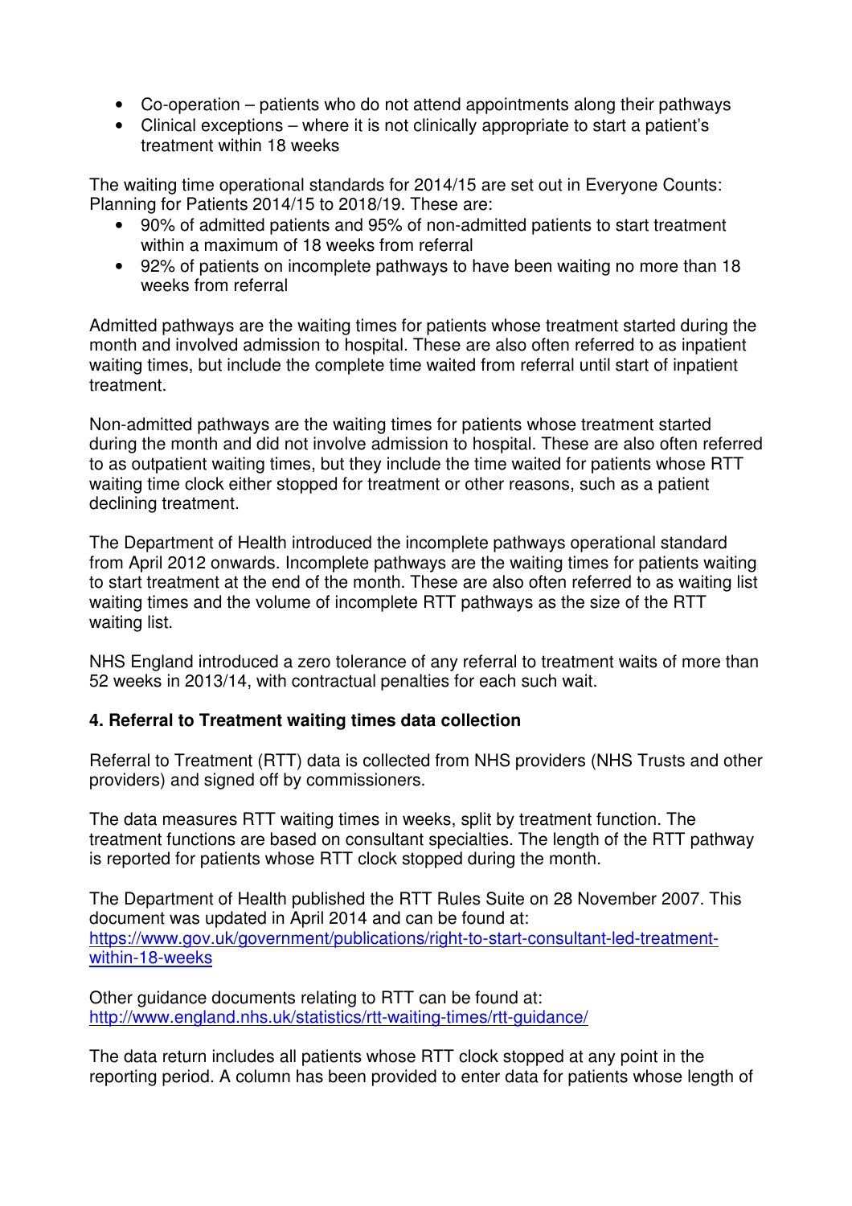- Co-operation – patients who do not attend appointments along their pathways
- Clinical exceptions – where it is not clinically appropriate to start a patient's treatment within 18 weeks

The waiting time operational standards for 2014/15 are set out in Everyone Counts: Planning for Patients 2014/15 to 2018/19. These are:

- 90% of admitted patients and 95% of non-admitted patients to start treatment within a maximum of 18 weeks from referral
- 92% of patients on incomplete pathways to have been waiting no more than 18 weeks from referral

Admitted pathways are the waiting times for patients whose treatment started during the month and involved admission to hospital. These are also often referred to as inpatient waiting times, but include the complete time waited from referral until start of inpatient treatment.

Non-admitted pathways are the waiting times for patients whose treatment started during the month and did not involve admission to hospital. These are also often referred to as outpatient waiting times, but they include the time waited for patients whose RTT waiting time clock either stopped for treatment or other reasons, such as a patient declining treatment.

The Department of Health introduced the incomplete pathways operational standard from April 2012 onwards. Incomplete pathways are the waiting times for patients waiting to start treatment at the end of the month. These are also often referred to as waiting list waiting times and the volume of incomplete RTT pathways as the size of the RTT waiting list.

NHS England introduced a zero tolerance of any referral to treatment waits of more than 52 weeks in 2013/14, with contractual penalties for each such wait.

**4. Referral to Treatment waiting times data collection**

Referral to Treatment (RTT) data is collected from NHS providers (NHS Trusts and other providers) and signed off by commissioners.

The data measures RTT waiting times in weeks, split by treatment function. The treatment functions are based on consultant specialties. The length of the RTT pathway is reported for patients whose RTT clock stopped during the month.

The Department of Health published the RTT Rules Suite on 28 November 2007. This document was updated in April 2014 and can be found at:
https://www.gov.uk/government/publications/right-to-start-consultant-led-treatment-within-18-weeks

Other guidance documents relating to RTT can be found at:
http://www.england.nhs.uk/statistics/rtt-waiting-times/rtt-guidance/

The data return includes all patients whose RTT clock stopped at any point in the reporting period. A column has been provided to enter data for patients whose length of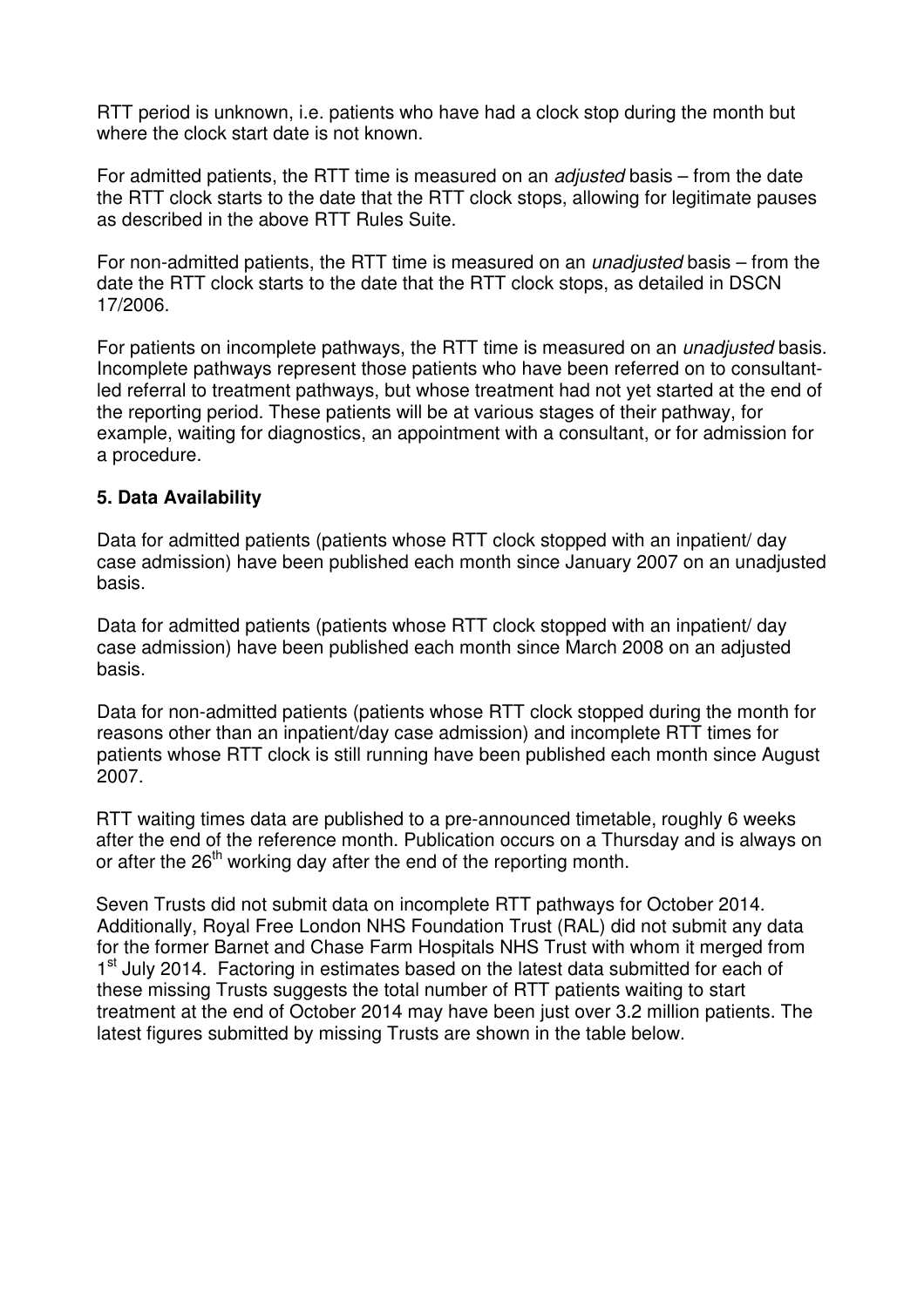RTT period is unknown, i.e. patients who have had a clock stop during the month but where the clock start date is not known.

For admitted patients, the RTT time is measured on an *adjusted* basis – from the date the RTT clock starts to the date that the RTT clock stops, allowing for legitimate pauses as described in the above RTT Rules Suite.

For non-admitted patients, the RTT time is measured on an *unadjusted* basis – from the date the RTT clock starts to the date that the RTT clock stops, as detailed in DSCN 17/2006.

For patients on incomplete pathways, the RTT time is measured on an *unadjusted* basis. Incomplete pathways represent those patients who have been referred on to consultant-led referral to treatment pathways, but whose treatment had not yet started at the end of the reporting period. These patients will be at various stages of their pathway, for example, waiting for diagnostics, an appointment with a consultant, or for admission for a procedure.

**5. Data Availability**

Data for admitted patients (patients whose RTT clock stopped with an inpatient/ day case admission) have been published each month since January 2007 on an unadjusted basis.

Data for admitted patients (patients whose RTT clock stopped with an inpatient/ day case admission) have been published each month since March 2008 on an adjusted basis.

Data for non-admitted patients (patients whose RTT clock stopped during the month for reasons other than an inpatient/day case admission) and incomplete RTT times for patients whose RTT clock is still running have been published each month since August 2007.

RTT waiting times data are published to a pre-announced timetable, roughly 6 weeks after the end of the reference month. Publication occurs on a Thursday and is always on or after the 26th working day after the end of the reporting month.

Seven Trusts did not submit data on incomplete RTT pathways for October 2014. Additionally, Royal Free London NHS Foundation Trust (RAL) did not submit any data for the former Barnet and Chase Farm Hospitals NHS Trust with whom it merged from 1st July 2014. Factoring in estimates based on the latest data submitted for each of these missing Trusts suggests the total number of RTT patients waiting to start treatment at the end of October 2014 may have been just over 3.2 million patients. The latest figures submitted by missing Trusts are shown in the table below.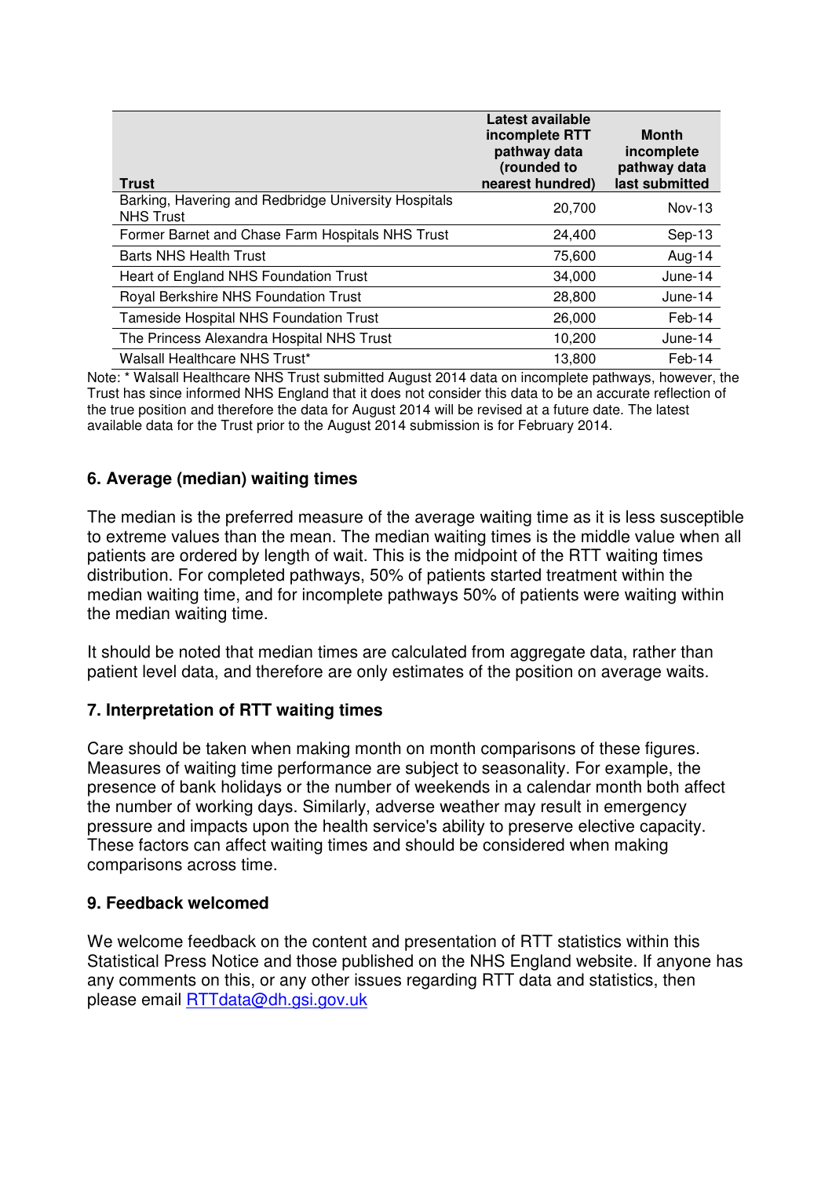| Trust | Latest available incomplete RTT pathway data (rounded to nearest hundred) | Month incomplete pathway data last submitted |
|---|---|---|
| Barking, Havering and Redbridge University Hospitals NHS Trust | 20,700 | Nov-13 |
| Former Barnet and Chase Farm Hospitals NHS Trust | 24,400 | Sep-13 |
| Barts NHS Health Trust | 75,600 | Aug-14 |
| Heart of England NHS Foundation Trust | 34,000 | June-14 |
| Royal Berkshire NHS Foundation Trust | 28,800 | June-14 |
| Tameside Hospital NHS Foundation Trust | 26,000 | Feb-14 |
| The Princess Alexandra Hospital NHS Trust | 10,200 | June-14 |
| Walsall Healthcare NHS Trust* | 13,800 | Feb-14 |

Note: * Walsall Healthcare NHS Trust submitted August 2014 data on incomplete pathways, however, the Trust has since informed NHS England that it does not consider this data to be an accurate reflection of the true position and therefore the data for August 2014 will be revised at a future date. The latest available data for the Trust prior to the August 2014 submission is for February 2014.

### 6. Average (median) waiting times

The median is the preferred measure of the average waiting time as it is less susceptible to extreme values than the mean. The median waiting times is the middle value when all patients are ordered by length of wait. This is the midpoint of the RTT waiting times distribution. For completed pathways, 50% of patients started treatment within the median waiting time, and for incomplete pathways 50% of patients were waiting within the median waiting time.

It should be noted that median times are calculated from aggregate data, rather than patient level data, and therefore are only estimates of the position on average waits.

### 7. Interpretation of RTT waiting times

Care should be taken when making month on month comparisons of these figures. Measures of waiting time performance are subject to seasonality. For example, the presence of bank holidays or the number of weekends in a calendar month both affect the number of working days. Similarly, adverse weather may result in emergency pressure and impacts upon the health service's ability to preserve elective capacity. These factors can affect waiting times and should be considered when making comparisons across time.

### 9. Feedback welcomed

We welcome feedback on the content and presentation of RTT statistics within this Statistical Press Notice and those published on the NHS England website. If anyone has any comments on this, or any other issues regarding RTT data and statistics, then please email RTTdata@dh.gsi.gov.uk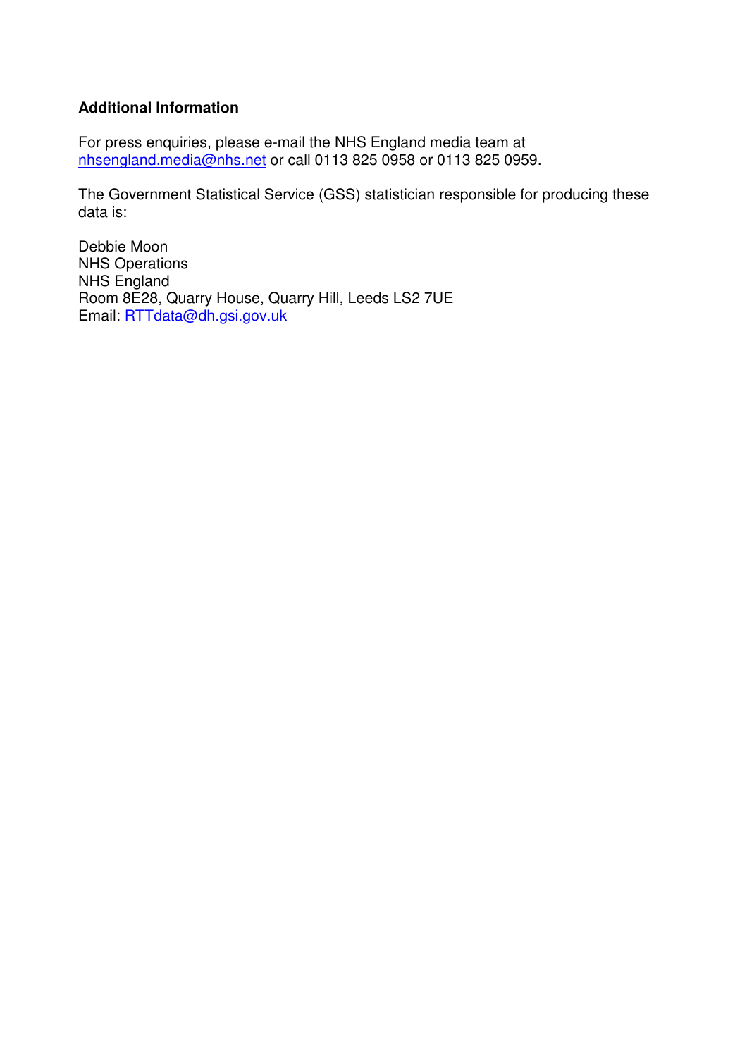**Additional Information**

For press enquiries, please e-mail the NHS England media team at nhsengland.media@nhs.net or call 0113 825 0958 or 0113 825 0959.

The Government Statistical Service (GSS) statistician responsible for producing these data is:

Debbie Moon  
NHS Operations  
NHS England  
Room 8E28, Quarry House, Quarry Hill, Leeds LS2 7UE  
Email: RTTdata@dh.gsi.gov.uk